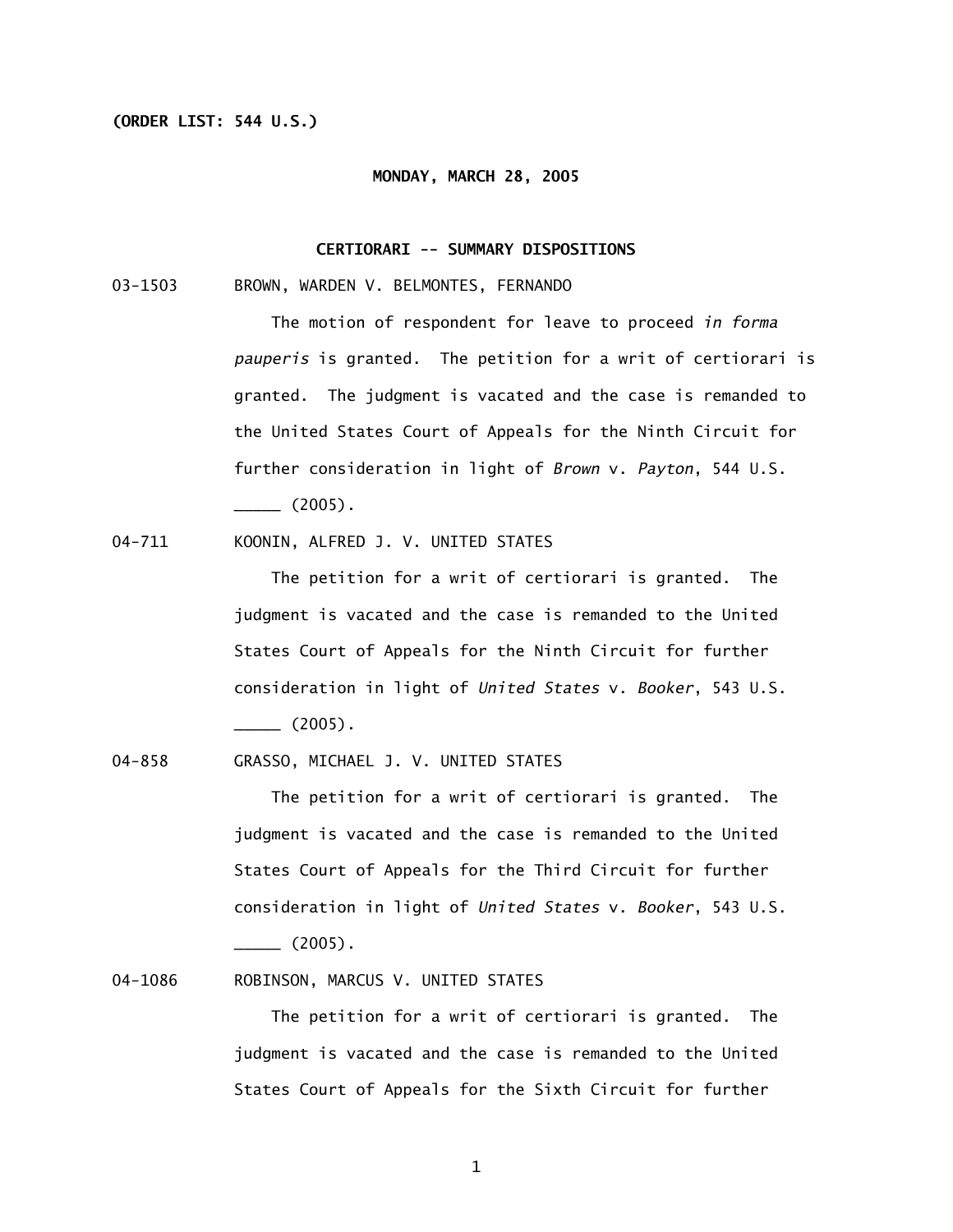**(ORDER LIST: 544 U.S.)**

**MONDAY, MARCH 28, 2005**

**CERTIORARI -- SUMMARY DISPOSITIONS**

03-1503 BROWN, WARDEN V. BELMONTES, FERNANDO

The motion of respondent for leave to proceed *in forma pauperis* is granted. The petition for a writ of certiorari is granted. The judgment is vacated and the case is remanded to the United States Court of Appeals for the Ninth Circuit for further consideration in light of *Brown* v. *Payton*, 544 U.S. _____ (2005).

04-711 KOONIN, ALFRED J. V. UNITED STATES

The petition for a writ of certiorari is granted. The judgment is vacated and the case is remanded to the United States Court of Appeals for the Ninth Circuit for further consideration in light of *United States* v. *Booker*, 543 U.S. _____ (2005).

04-858 GRASSO, MICHAEL J. V. UNITED STATES

The petition for a writ of certiorari is granted. The judgment is vacated and the case is remanded to the United States Court of Appeals for the Third Circuit for further consideration in light of *United States* v. *Booker*, 543 U.S. _____ (2005).

04-1086 ROBINSON, MARCUS V. UNITED STATES

The petition for a writ of certiorari is granted. The judgment is vacated and the case is remanded to the United States Court of Appeals for the Sixth Circuit for further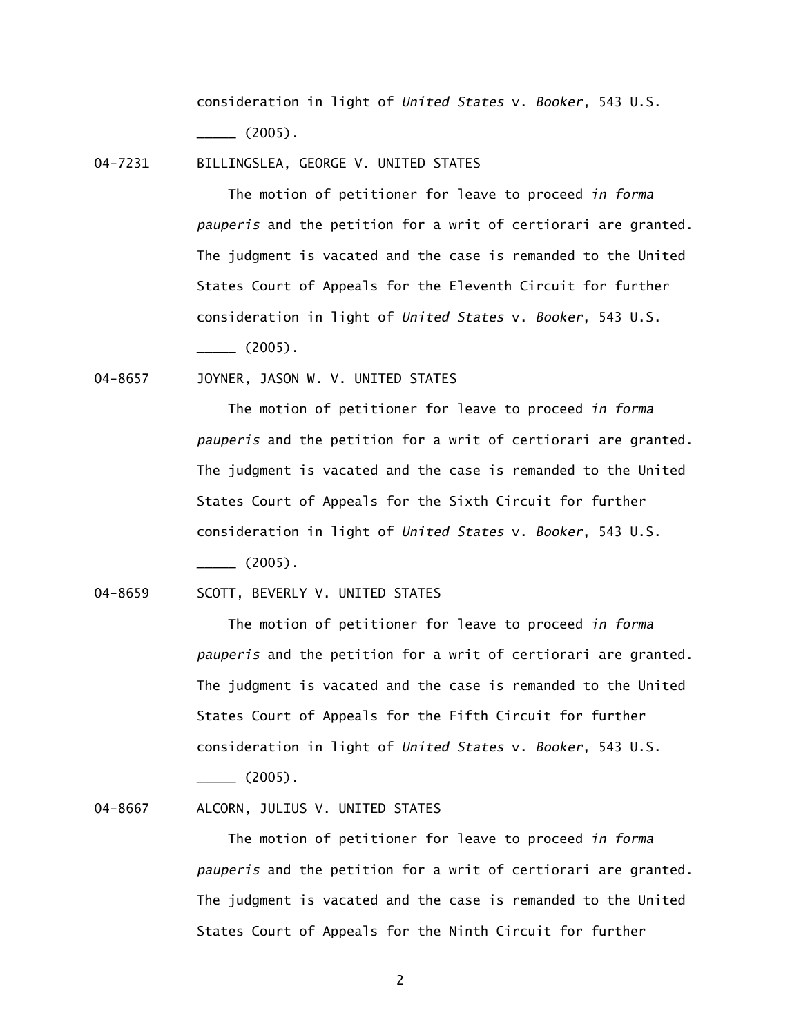consideration in light of *United States* v. *Booker*, 543 U.S. _____ (2005).

04-7231 BILLINGSLEA, GEORGE V. UNITED STATES

The motion of petitioner for leave to proceed *in forma pauperis* and the petition for a writ of certiorari are granted. The judgment is vacated and the case is remanded to the United States Court of Appeals for the Eleventh Circuit for further consideration in light of *United States* v. *Booker*, 543 U.S. _____ (2005).

04-8657 JOYNER, JASON W. V. UNITED STATES

The motion of petitioner for leave to proceed *in forma pauperis* and the petition for a writ of certiorari are granted. The judgment is vacated and the case is remanded to the United States Court of Appeals for the Sixth Circuit for further consideration in light of *United States* v. *Booker*, 543 U.S. _____ (2005).

04-8659 SCOTT, BEVERLY V. UNITED STATES

The motion of petitioner for leave to proceed *in forma pauperis* and the petition for a writ of certiorari are granted. The judgment is vacated and the case is remanded to the United States Court of Appeals for the Fifth Circuit for further consideration in light of *United States* v. *Booker*, 543 U.S. _____ (2005).

04-8667 ALCORN, JULIUS V. UNITED STATES

The motion of petitioner for leave to proceed *in forma pauperis* and the petition for a writ of certiorari are granted. The judgment is vacated and the case is remanded to the United States Court of Appeals for the Ninth Circuit for further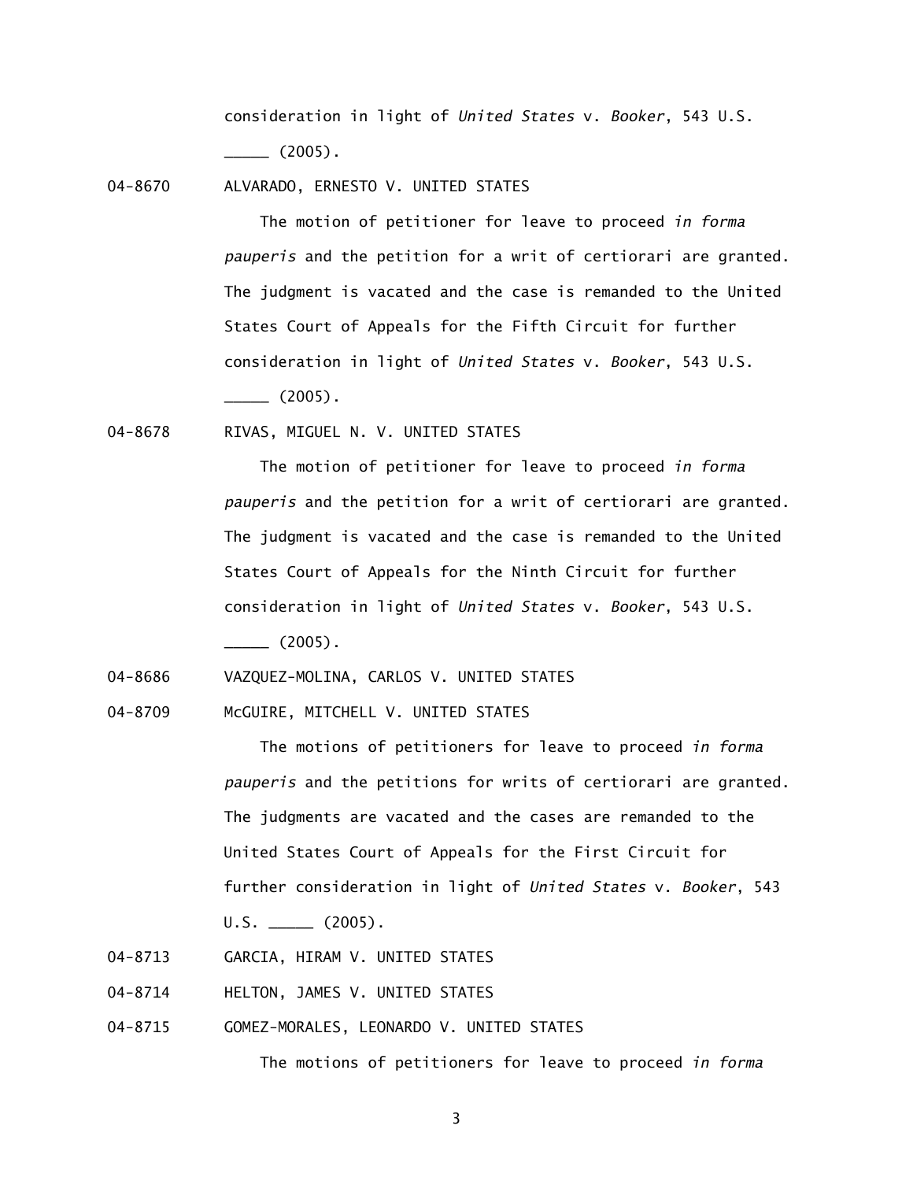consideration in light of *United States* v. *Booker*, 543 U.S. _____ (2005).

04-8670 ALVARADO, ERNESTO V. UNITED STATES

The motion of petitioner for leave to proceed *in forma pauperis* and the petition for a writ of certiorari are granted. The judgment is vacated and the case is remanded to the United States Court of Appeals for the Fifth Circuit for further consideration in light of *United States* v. *Booker*, 543 U.S. _____ (2005).

04-8678 RIVAS, MIGUEL N. V. UNITED STATES

The motion of petitioner for leave to proceed *in forma pauperis* and the petition for a writ of certiorari are granted. The judgment is vacated and the case is remanded to the United States Court of Appeals for the Ninth Circuit for further consideration in light of *United States* v. *Booker*, 543 U.S. _____ (2005).

04-8686 VAZQUEZ-MOLINA, CARLOS V. UNITED STATES

04-8709 McGUIRE, MITCHELL V. UNITED STATES

The motions of petitioners for leave to proceed *in forma pauperis* and the petitions for writs of certiorari are granted. The judgments are vacated and the cases are remanded to the United States Court of Appeals for the First Circuit for further consideration in light of *United States* v. *Booker*, 543 U.S. _____ (2005).

04-8713 GARCIA, HIRAM V. UNITED STATES

04-8714 HELTON, JAMES V. UNITED STATES

04-8715 GOMEZ-MORALES, LEONARDO V. UNITED STATES

The motions of petitioners for leave to proceed *in forma*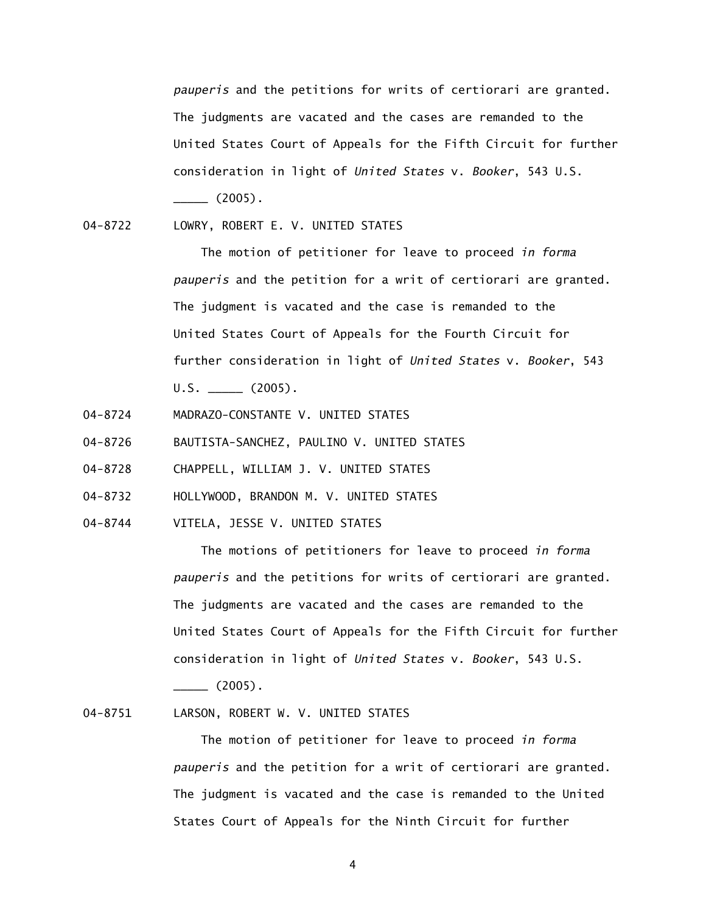*pauperis* and the petitions for writs of certiorari are granted. The judgments are vacated and the cases are remanded to the United States Court of Appeals for the Fifth Circuit for further consideration in light of *United States* v. *Booker*, 543 U.S. _____ (2005).

04-8722 LOWRY, ROBERT E. V. UNITED STATES

The motion of petitioner for leave to proceed *in forma pauperis* and the petition for a writ of certiorari are granted. The judgment is vacated and the case is remanded to the United States Court of Appeals for the Fourth Circuit for further consideration in light of *United States* v. *Booker*, 543 U.S. _____ (2005).

04-8724 MADRAZO-CONSTANTE V. UNITED STATES

04-8726 BAUTISTA-SANCHEZ, PAULINO V. UNITED STATES

04-8728 CHAPPELL, WILLIAM J. V. UNITED STATES

04-8732 HOLLYWOOD, BRANDON M. V. UNITED STATES

04-8744 VITELA, JESSE V. UNITED STATES

The motions of petitioners for leave to proceed *in forma pauperis* and the petitions for writs of certiorari are granted. The judgments are vacated and the cases are remanded to the United States Court of Appeals for the Fifth Circuit for further consideration in light of *United States* v. *Booker*, 543 U.S. _____ (2005).

04-8751 LARSON, ROBERT W. V. UNITED STATES

The motion of petitioner for leave to proceed *in forma pauperis* and the petition for a writ of certiorari are granted. The judgment is vacated and the case is remanded to the United States Court of Appeals for the Ninth Circuit for further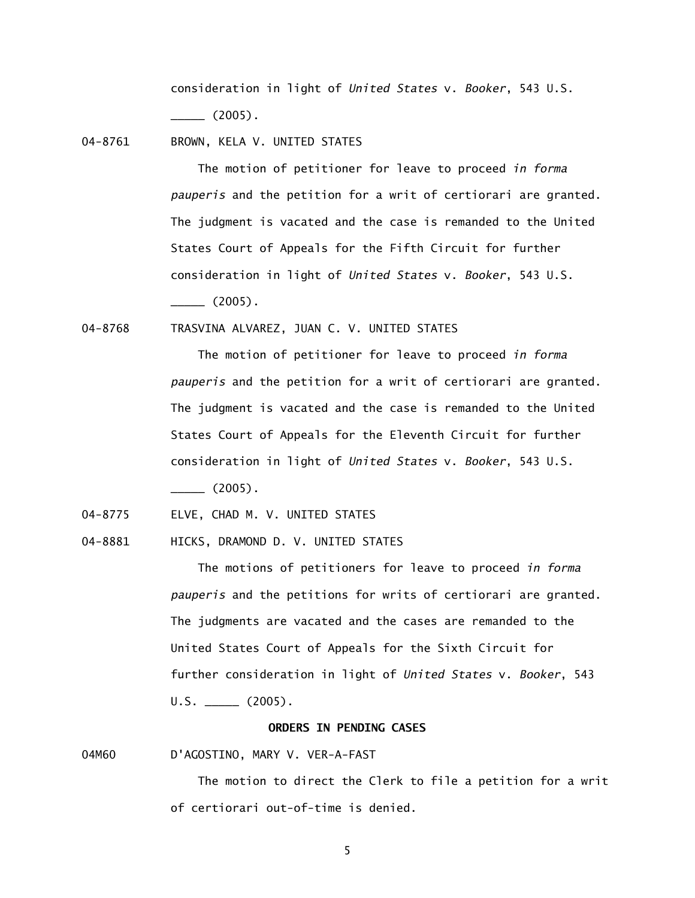consideration in light of *United States* v. *Booker*, 543 U.S. _____ (2005).

04-8761 BROWN, KELA V. UNITED STATES

The motion of petitioner for leave to proceed *in forma pauperis* and the petition for a writ of certiorari are granted. The judgment is vacated and the case is remanded to the United States Court of Appeals for the Fifth Circuit for further consideration in light of *United States* v. *Booker*, 543 U.S. _____ (2005).

04-8768 TRASVINA ALVAREZ, JUAN C. V. UNITED STATES

The motion of petitioner for leave to proceed *in forma pauperis* and the petition for a writ of certiorari are granted. The judgment is vacated and the case is remanded to the United States Court of Appeals for the Eleventh Circuit for further consideration in light of *United States* v. *Booker*, 543 U.S. _____ (2005).

04-8775 ELVE, CHAD M. V. UNITED STATES

04-8881 HICKS, DRAMOND D. V. UNITED STATES

The motions of petitioners for leave to proceed *in forma pauperis* and the petitions for writs of certiorari are granted. The judgments are vacated and the cases are remanded to the United States Court of Appeals for the Sixth Circuit for further consideration in light of *United States* v. *Booker*, 543 U.S. _____ (2005).

**ORDERS IN PENDING CASES**

04M60 D'AGOSTINO, MARY V. VER-A-FAST

The motion to direct the Clerk to file a petition for a writ of certiorari out-of-time is denied.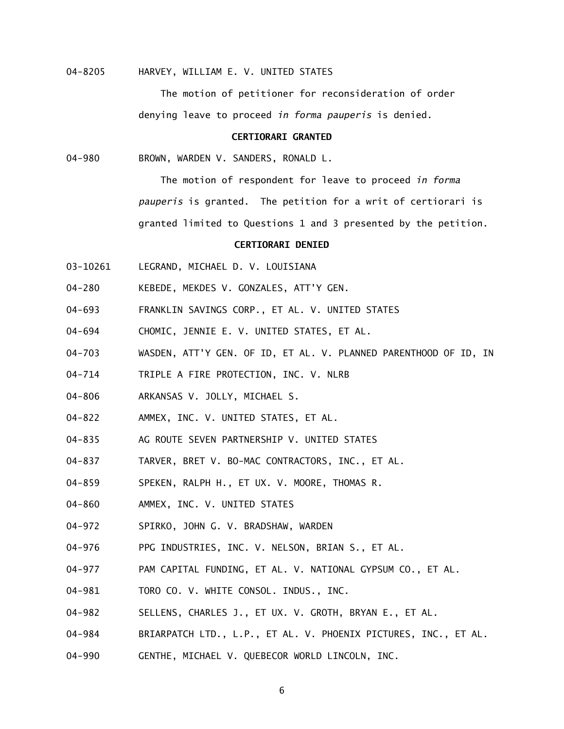04-8205 HARVEY, WILLIAM E. V. UNITED STATES

The motion of petitioner for reconsideration of order denying leave to proceed *in forma pauperis* is denied.

**CERTIORARI GRANTED**

04-980 BROWN, WARDEN V. SANDERS, RONALD L.

The motion of respondent for leave to proceed *in forma pauperis* is granted. The petition for a writ of certiorari is granted limited to Questions 1 and 3 presented by the petition.

**CERTIORARI DENIED**

03-10261 LEGRAND, MICHAEL D. V. LOUISIANA

04-280 KEBEDE, MEKDES V. GONZALES, ATT'Y GEN.

04-693 FRANKLIN SAVINGS CORP., ET AL. V. UNITED STATES

04-694 CHOMIC, JENNIE E. V. UNITED STATES, ET AL.

04-703 WASDEN, ATT'Y GEN. OF ID, ET AL. V. PLANNED PARENTHOOD OF ID, IN

04-714 TRIPLE A FIRE PROTECTION, INC. V. NLRB

04-806 ARKANSAS V. JOLLY, MICHAEL S.

04-822 AMMEX, INC. V. UNITED STATES, ET AL.

04-835 AG ROUTE SEVEN PARTNERSHIP V. UNITED STATES

04-837 TARVER, BRET V. BO-MAC CONTRACTORS, INC., ET AL.

04-859 SPEKEN, RALPH H., ET UX. V. MOORE, THOMAS R.

04-860 AMMEX, INC. V. UNITED STATES

04-972 SPIRKO, JOHN G. V. BRADSHAW, WARDEN

04-976 PPG INDUSTRIES, INC. V. NELSON, BRIAN S., ET AL.

04-977 PAM CAPITAL FUNDING, ET AL. V. NATIONAL GYPSUM CO., ET AL.

04-981 TORO CO. V. WHITE CONSOL. INDUS., INC.

04-982 SELLENS, CHARLES J., ET UX. V. GROTH, BRYAN E., ET AL.

04-984 BRIARPATCH LTD., L.P., ET AL. V. PHOENIX PICTURES, INC., ET AL.

04-990 GENTHE, MICHAEL V. QUEBECOR WORLD LINCOLN, INC.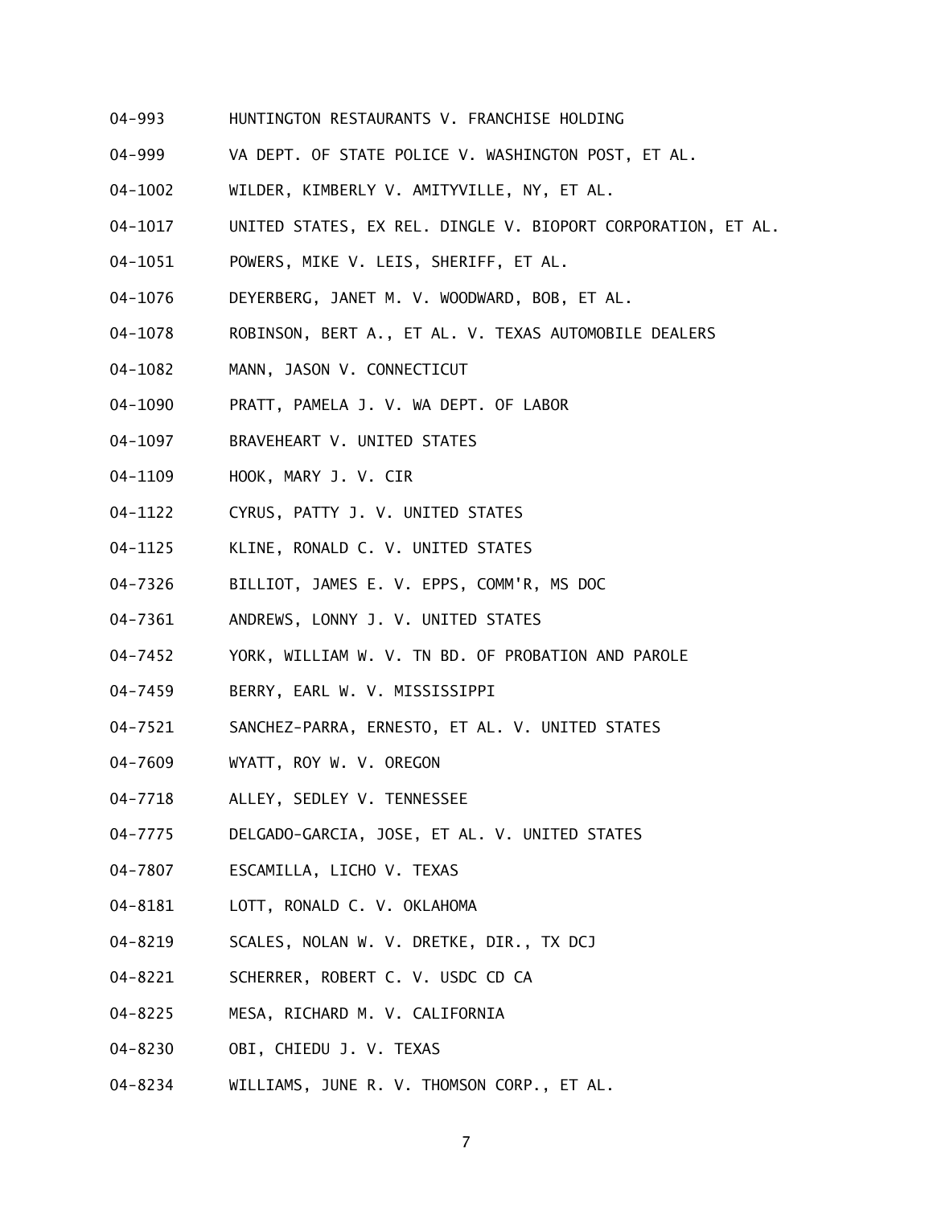04-993 HUNTINGTON RESTAURANTS V. FRANCHISE HOLDING

04-999 VA DEPT. OF STATE POLICE V. WASHINGTON POST, ET AL.

04-1002 WILDER, KIMBERLY V. AMITYVILLE, NY, ET AL.

04-1017 UNITED STATES, EX REL. DINGLE V. BIOPORT CORPORATION, ET AL.

04-1051 POWERS, MIKE V. LEIS, SHERIFF, ET AL.

04-1076 DEYERBERG, JANET M. V. WOODWARD, BOB, ET AL.

04-1078 ROBINSON, BERT A., ET AL. V. TEXAS AUTOMOBILE DEALERS

04-1082 MANN, JASON V. CONNECTICUT

04-1090 PRATT, PAMELA J. V. WA DEPT. OF LABOR

04-1097 BRAVEHEART V. UNITED STATES

04-1109 HOOK, MARY J. V. CIR

04-1122 CYRUS, PATTY J. V. UNITED STATES

04-1125 KLINE, RONALD C. V. UNITED STATES

04-7326 BILLIOT, JAMES E. V. EPPS, COMM'R, MS DOC

04-7361 ANDREWS, LONNY J. V. UNITED STATES

04-7452 YORK, WILLIAM W. V. TN BD. OF PROBATION AND PAROLE

04-7459 BERRY, EARL W. V. MISSISSIPPI

04-7521 SANCHEZ-PARRA, ERNESTO, ET AL. V. UNITED STATES

04-7609 WYATT, ROY W. V. OREGON

04-7718 ALLEY, SEDLEY V. TENNESSEE

04-7775 DELGADO-GARCIA, JOSE, ET AL. V. UNITED STATES

04-7807 ESCAMILLA, LICHO V. TEXAS

04-8181 LOTT, RONALD C. V. OKLAHOMA

04-8219 SCALES, NOLAN W. V. DRETKE, DIR., TX DCJ

04-8221 SCHERRER, ROBERT C. V. USDC CD CA

04-8225 MESA, RICHARD M. V. CALIFORNIA

04-8230 OBI, CHIEDU J. V. TEXAS

04-8234 WILLIAMS, JUNE R. V. THOMSON CORP., ET AL.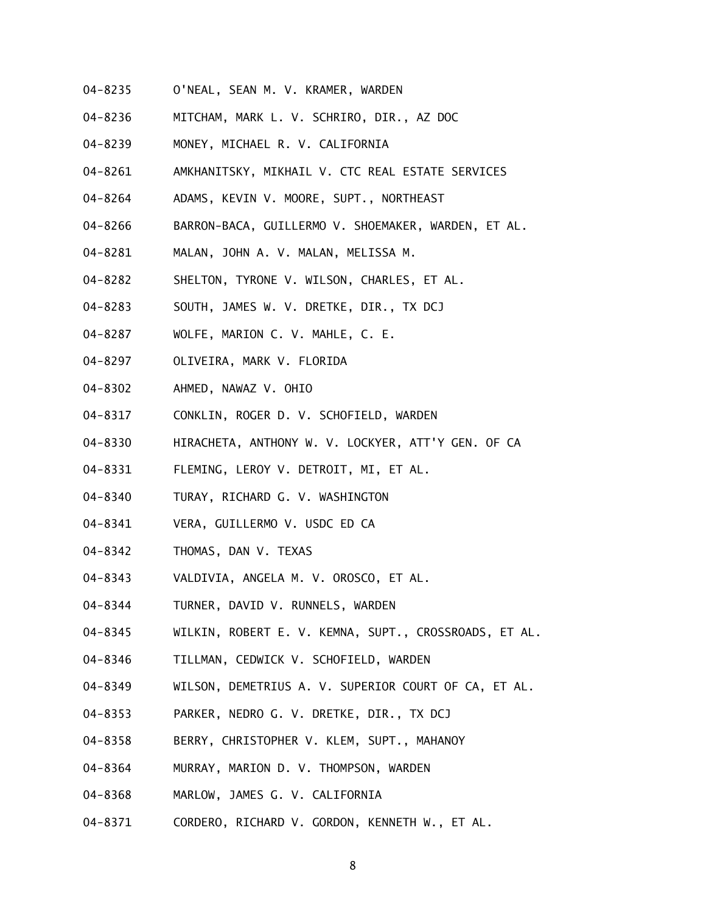04-8235 O'NEAL, SEAN M. V. KRAMER, WARDEN

04-8236 MITCHAM, MARK L. V. SCHRIRO, DIR., AZ DOC

04-8239 MONEY, MICHAEL R. V. CALIFORNIA

04-8261 AMKHANITSKY, MIKHAIL V. CTC REAL ESTATE SERVICES

04-8264 ADAMS, KEVIN V. MOORE, SUPT., NORTHEAST

04-8266 BARRON-BACA, GUILLERMO V. SHOEMAKER, WARDEN, ET AL.

04-8281 MALAN, JOHN A. V. MALAN, MELISSA M.

04-8282 SHELTON, TYRONE V. WILSON, CHARLES, ET AL.

04-8283 SOUTH, JAMES W. V. DRETKE, DIR., TX DCJ

04-8287 WOLFE, MARION C. V. MAHLE, C. E.

04-8297 OLIVEIRA, MARK V. FLORIDA

04-8302 AHMED, NAWAZ V. OHIO

04-8317 CONKLIN, ROGER D. V. SCHOFIELD, WARDEN

04-8330 HIRACHETA, ANTHONY W. V. LOCKYER, ATT'Y GEN. OF CA

04-8331 FLEMING, LEROY V. DETROIT, MI, ET AL.

04-8340 TURAY, RICHARD G. V. WASHINGTON

04-8341 VERA, GUILLERMO V. USDC ED CA

04-8342 THOMAS, DAN V. TEXAS

04-8343 VALDIVIA, ANGELA M. V. OROSCO, ET AL.

04-8344 TURNER, DAVID V. RUNNELS, WARDEN

04-8345 WILKIN, ROBERT E. V. KEMNA, SUPT., CROSSROADS, ET AL.

04-8346 TILLMAN, CEDWICK V. SCHOFIELD, WARDEN

04-8349 WILSON, DEMETRIUS A. V. SUPERIOR COURT OF CA, ET AL.

04-8353 PARKER, NEDRO G. V. DRETKE, DIR., TX DCJ

04-8358 BERRY, CHRISTOPHER V. KLEM, SUPT., MAHANOY

04-8364 MURRAY, MARION D. V. THOMPSON, WARDEN

04-8368 MARLOW, JAMES G. V. CALIFORNIA

04-8371 CORDERO, RICHARD V. GORDON, KENNETH W., ET AL.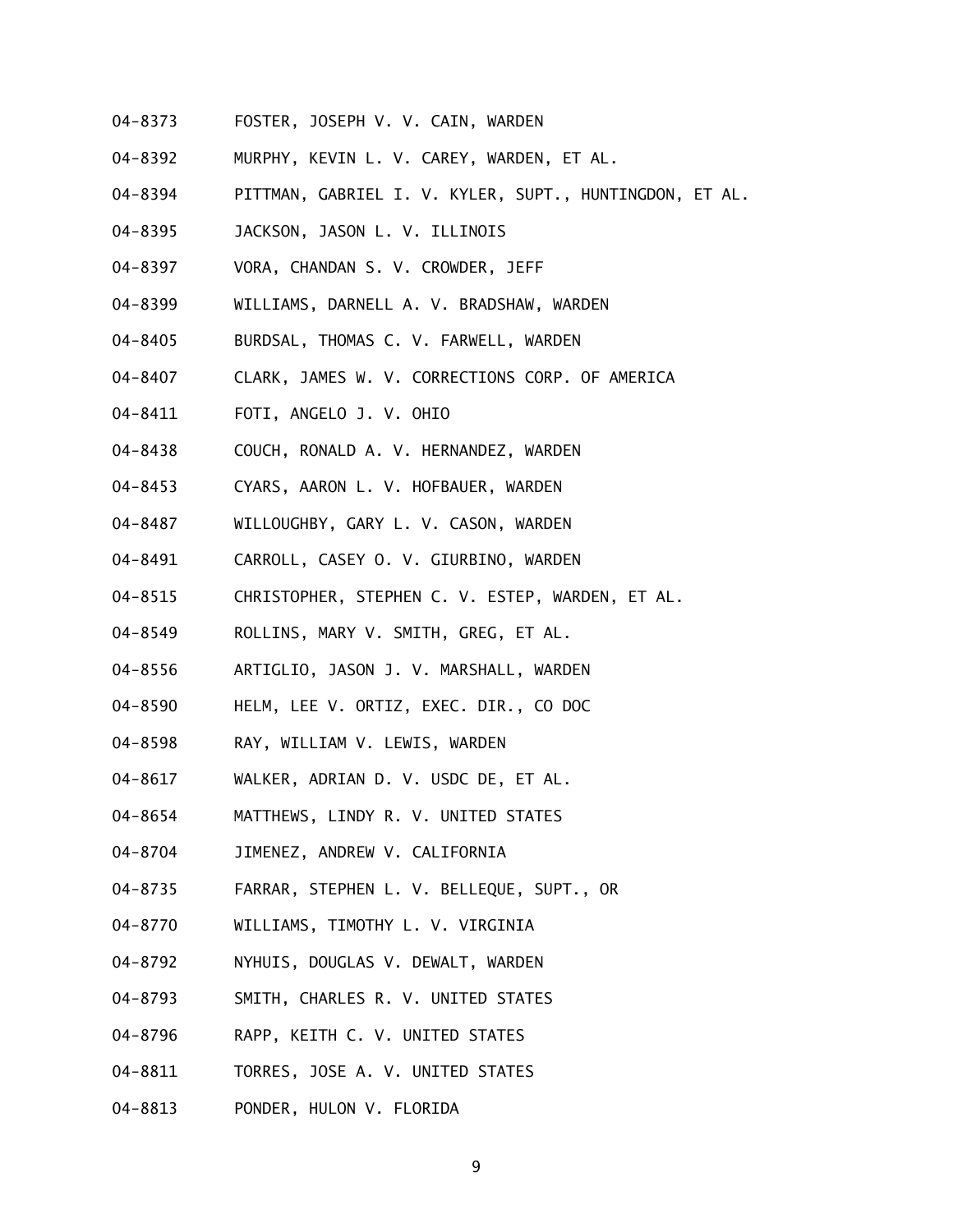04-8373 FOSTER, JOSEPH V. V. CAIN, WARDEN

04-8392 MURPHY, KEVIN L. V. CAREY, WARDEN, ET AL.

04-8394 PITTMAN, GABRIEL I. V. KYLER, SUPT., HUNTINGDON, ET AL.

04-8395 JACKSON, JASON L. V. ILLINOIS

04-8397 VORA, CHANDAN S. V. CROWDER, JEFF

04-8399 WILLIAMS, DARNELL A. V. BRADSHAW, WARDEN

04-8405 BURDSAL, THOMAS C. V. FARWELL, WARDEN

04-8407 CLARK, JAMES W. V. CORRECTIONS CORP. OF AMERICA

04-8411 FOTI, ANGELO J. V. OHIO

04-8438 COUCH, RONALD A. V. HERNANDEZ, WARDEN

04-8453 CYARS, AARON L. V. HOFBAUER, WARDEN

04-8487 WILLOUGHBY, GARY L. V. CASON, WARDEN

04-8491 CARROLL, CASEY O. V. GIURBINO, WARDEN

04-8515 CHRISTOPHER, STEPHEN C. V. ESTEP, WARDEN, ET AL.

04-8549 ROLLINS, MARY V. SMITH, GREG, ET AL.

04-8556 ARTIGLIO, JASON J. V. MARSHALL, WARDEN

04-8590 HELM, LEE V. ORTIZ, EXEC. DIR., CO DOC

04-8598 RAY, WILLIAM V. LEWIS, WARDEN

04-8617 WALKER, ADRIAN D. V. USDC DE, ET AL.

04-8654 MATTHEWS, LINDY R. V. UNITED STATES

04-8704 JIMENEZ, ANDREW V. CALIFORNIA

04-8735 FARRAR, STEPHEN L. V. BELLEQUE, SUPT., OR

04-8770 WILLIAMS, TIMOTHY L. V. VIRGINIA

04-8792 NYHUIS, DOUGLAS V. DEWALT, WARDEN

04-8793 SMITH, CHARLES R. V. UNITED STATES

04-8796 RAPP, KEITH C. V. UNITED STATES

04-8811 TORRES, JOSE A. V. UNITED STATES

04-8813 PONDER, HULON V. FLORIDA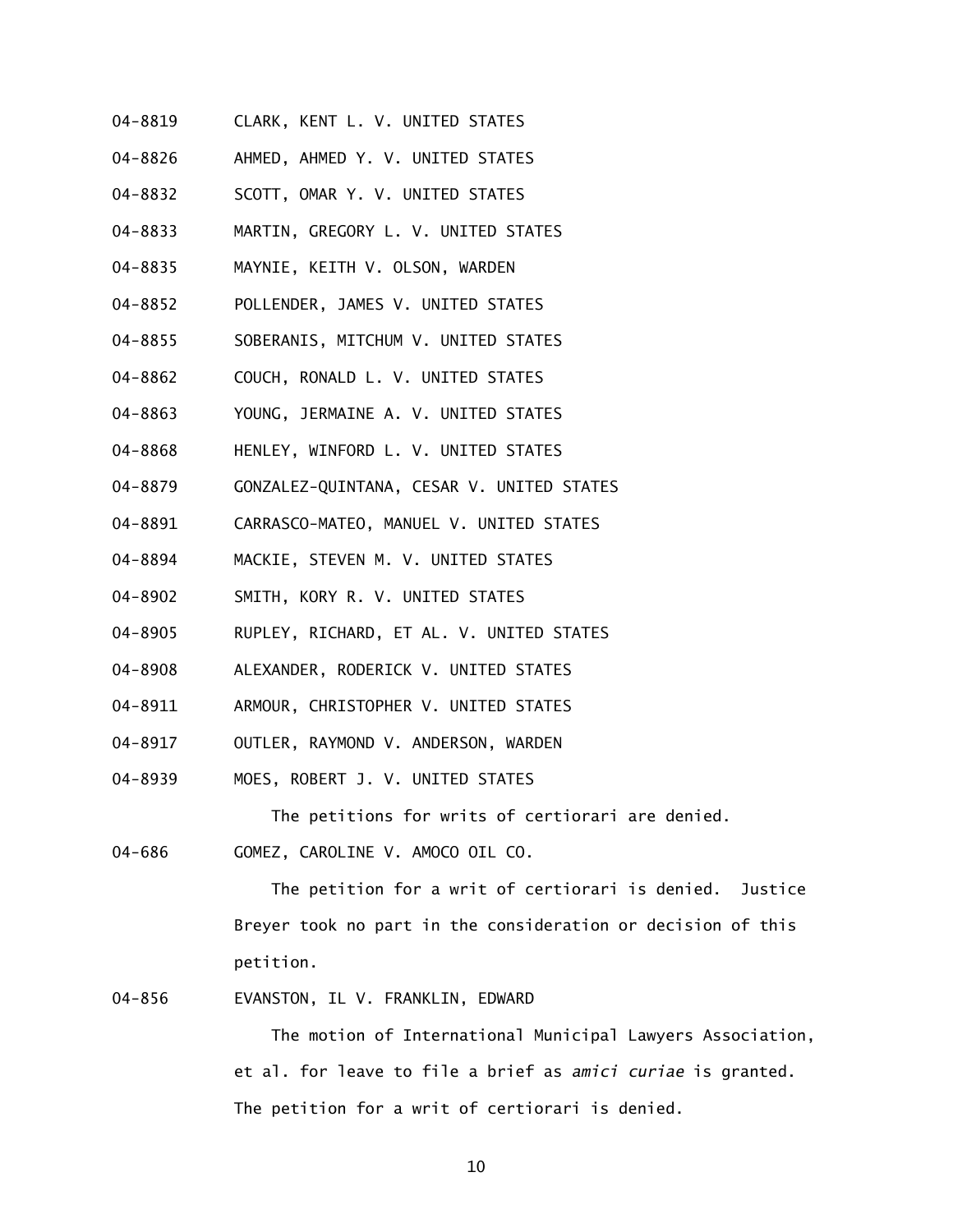04-8819 CLARK, KENT L. V. UNITED STATES

04-8826 AHMED, AHMED Y. V. UNITED STATES

04-8832 SCOTT, OMAR Y. V. UNITED STATES

04-8833 MARTIN, GREGORY L. V. UNITED STATES

04-8835 MAYNIE, KEITH V. OLSON, WARDEN

04-8852 POLLENDER, JAMES V. UNITED STATES

04-8855 SOBERANIS, MITCHUM V. UNITED STATES

04-8862 COUCH, RONALD L. V. UNITED STATES

04-8863 YOUNG, JERMAINE A. V. UNITED STATES

04-8868 HENLEY, WINFORD L. V. UNITED STATES

04-8879 GONZALEZ-QUINTANA, CESAR V. UNITED STATES

04-8891 CARRASCO-MATEO, MANUEL V. UNITED STATES

04-8894 MACKIE, STEVEN M. V. UNITED STATES

04-8902 SMITH, KORY R. V. UNITED STATES

04-8905 RUPLEY, RICHARD, ET AL. V. UNITED STATES

04-8908 ALEXANDER, RODERICK V. UNITED STATES

04-8911 ARMOUR, CHRISTOPHER V. UNITED STATES

04-8917 OUTLER, RAYMOND V. ANDERSON, WARDEN

04-8939 MOES, ROBERT J. V. UNITED STATES

The petitions for writs of certiorari are denied.

04-686 GOMEZ, CAROLINE V. AMOCO OIL CO.

The petition for a writ of certiorari is denied. Justice Breyer took no part in the consideration or decision of this petition.

04-856 EVANSTON, IL V. FRANKLIN, EDWARD

The motion of International Municipal Lawyers Association, et al. for leave to file a brief as *amici curiae* is granted. The petition for a writ of certiorari is denied.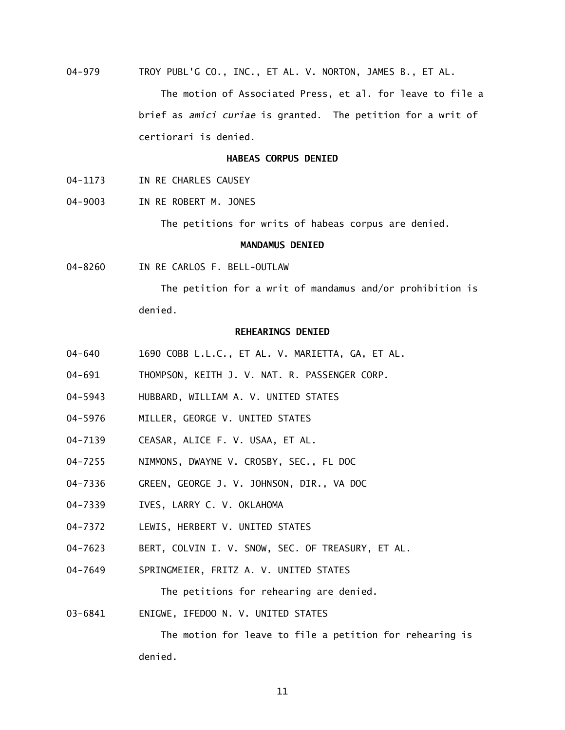04-979 TROY PUBL'G CO., INC., ET AL. V. NORTON, JAMES B., ET AL.

The motion of Associated Press, et al. for leave to file a brief as *amici curiae* is granted. The petition for a writ of certiorari is denied.

**HABEAS CORPUS DENIED**

04-1173 IN RE CHARLES CAUSEY

04-9003 IN RE ROBERT M. JONES

The petitions for writs of habeas corpus are denied.

**MANDAMUS DENIED**

04-8260 IN RE CARLOS F. BELL-OUTLAW

The petition for a writ of mandamus and/or prohibition is denied.

**REHEARINGS DENIED**

04-640 1690 COBB L.L.C., ET AL. V. MARIETTA, GA, ET AL.

04-691 THOMPSON, KEITH J. V. NAT. R. PASSENGER CORP.

04-5943 HUBBARD, WILLIAM A. V. UNITED STATES

04-5976 MILLER, GEORGE V. UNITED STATES

04-7139 CEASAR, ALICE F. V. USAA, ET AL.

04-7255 NIMMONS, DWAYNE V. CROSBY, SEC., FL DOC

04-7336 GREEN, GEORGE J. V. JOHNSON, DIR., VA DOC

04-7339 IVES, LARRY C. V. OKLAHOMA

04-7372 LEWIS, HERBERT V. UNITED STATES

04-7623 BERT, COLVIN I. V. SNOW, SEC. OF TREASURY, ET AL.

04-7649 SPRINGMEIER, FRITZ A. V. UNITED STATES

The petitions for rehearing are denied.

03-6841 ENIGWE, IFEDOO N. V. UNITED STATES

The motion for leave to file a petition for rehearing is denied.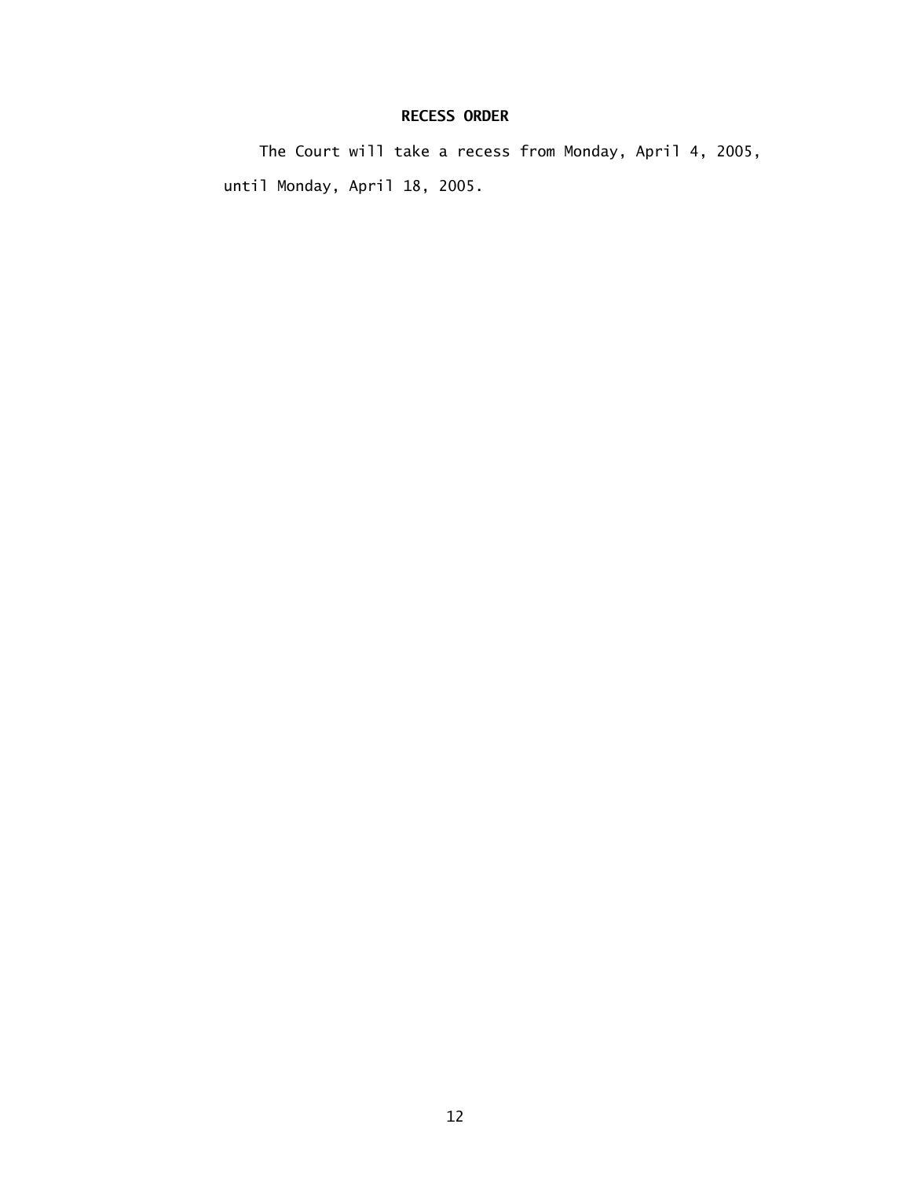## RECESS ORDER

The Court will take a recess from Monday, April 4, 2005, until Monday, April 18, 2005.